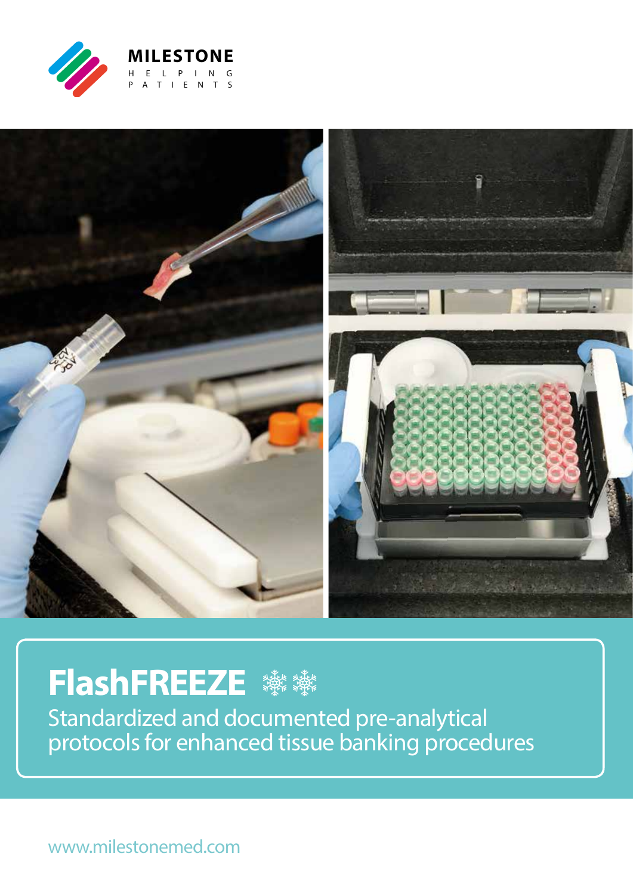MILESTONE

HELPING PATIENTS

# FlashFREEZE

Standardized and documented pre-analytical protocols for enhanced tissue banking procedures

www.milestonemed.com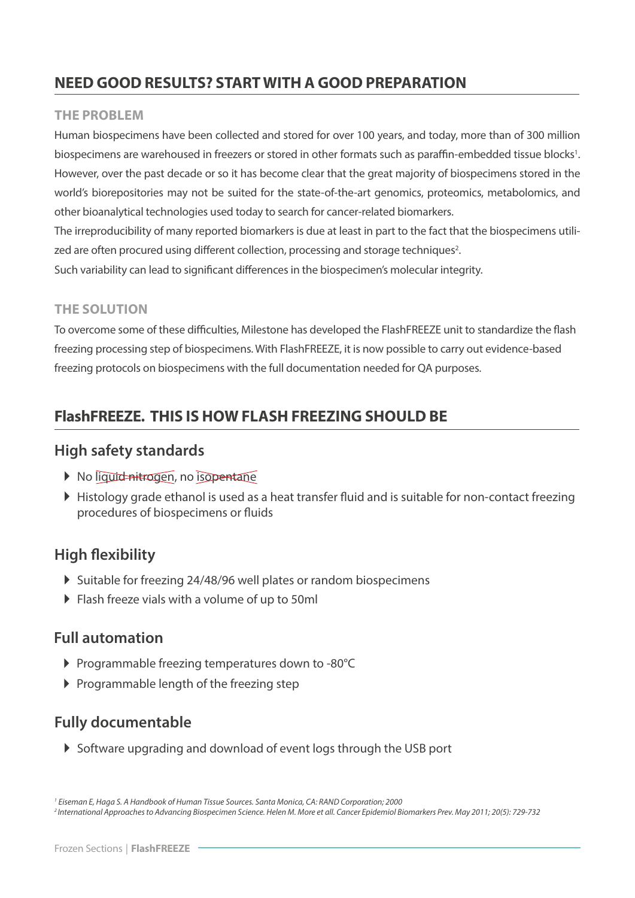## NEED GOOD RESULTS? START WITH A GOOD PREPARATION

### THE PROBLEM

Human biospecimens have been collected and stored for over 100 years, and today, more than of 300 million biospecimens are warehoused in freezers or stored in other formats such as paraffin-embedded tissue blocks[1]. However, over the past decade or so it has become clear that the great majority of biospecimens stored in the world's biorepositories may not be suited for the state-of-the-art genomics, proteomics, metabolomics, and other bioanalytical technologies used today to search for cancer-related biomarkers.
The irreproducibility of many reported biomarkers is due at least in part to the fact that the biospecimens utilized are often procured using different collection, processing and storage techniques[2].
Such variability can lead to significant differences in the biospecimen's molecular integrity.

### THE SOLUTION

To overcome some of these difficulties, Milestone has developed the FlashFREEZE unit to standardize the flash freezing processing step of biospecimens. With FlashFREEZE, it is now possible to carry out evidence-based freezing protocols on biospecimens with the full documentation needed for QA purposes.

## FlashFREEZE. THIS IS HOW FLASH FREEZING SHOULD BE

### High safety standards

- No ~~liquid nitrogen~~, no ~~isopentane~~
- Histology grade ethanol is used as a heat transfer fluid and is suitable for non-contact freezing procedures of biospecimens or fluids

### High flexibility

- Suitable for freezing 24/48/96 well plates or random biospecimens
- Flash freeze vials with a volume of up to 50ml

### Full automation

- Programmable freezing temperatures down to -80°C
- Programmable length of the freezing step

### Fully documentable

- Software upgrading and download of event logs through the USB port

*[1] Eiseman E, Haga S. A Handbook of Human Tissue Sources. Santa Monica, CA: RAND Corporation; 2000*
*[2] International Approaches to Advancing Biospecimen Science. Helen M. More et all. Cancer Epidemiol Biomarkers Prev. May 2011; 20(5): 729-732*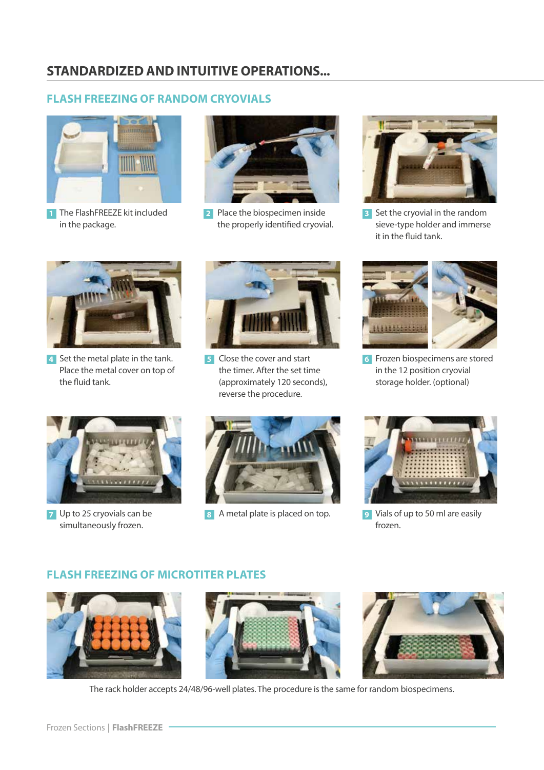## STANDARDIZED AND INTUITIVE OPERATIONS...

### FLASH FREEZING OF RANDOM CRYOVIALS

1. The FlashFREEZE kit included in the package.
2. Place the biospecimen inside the properly identified cryovial.
3. Set the cryovial in the random sieve-type holder and immerse it in the fluid tank.
4. Set the metal plate in the tank. Place the metal cover on top of the fluid tank.
5. Close the cover and start the timer. After the set time (approximately 120 seconds), reverse the procedure.
6. Frozen biospecimens are stored in the 12 position cryovial storage holder. (optional)
7. Up to 25 cryovials can be simultaneously frozen.
8. A metal plate is placed on top.
9. Vials of up to 50 ml are easily frozen.

### FLASH FREEZING OF MICROTITER PLATES

The rack holder accepts 24/48/96-well plates. The procedure is the same for random biospecimens.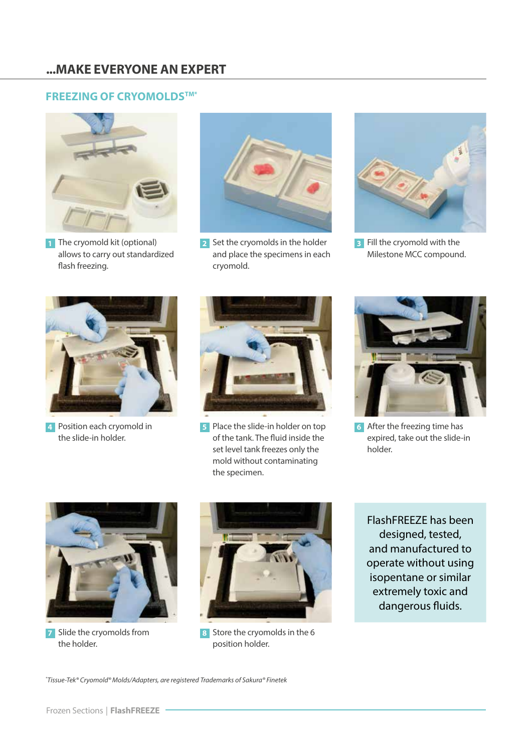## ...MAKE EVERYONE AN EXPERT

### FREEZING OF CRYOMOLDS™*

1. The cryomold kit (optional) allows to carry out standardized flash freezing.

2. Set the cryomolds in the holder and place the specimens in each cryomold.

3. Fill the cryomold with the Milestone MCC compound.

4. Position each cryomold in the slide-in holder.

5. Place the slide-in holder on top of the tank. The fluid inside the set level tank freezes only the mold without contaminating the specimen.

6. After the freezing time has expired, take out the slide-in holder.

7. Slide the cryomolds from the holder.

8. Store the cryomolds in the 6 position holder.

FlashFREEZE has been designed, tested, and manufactured to operate without using isopentane or similar extremely toxic and dangerous fluids.

*Tissue-Tek® Cryomold® Molds/Adapters, are registered Trademarks of Sakura® Finetek*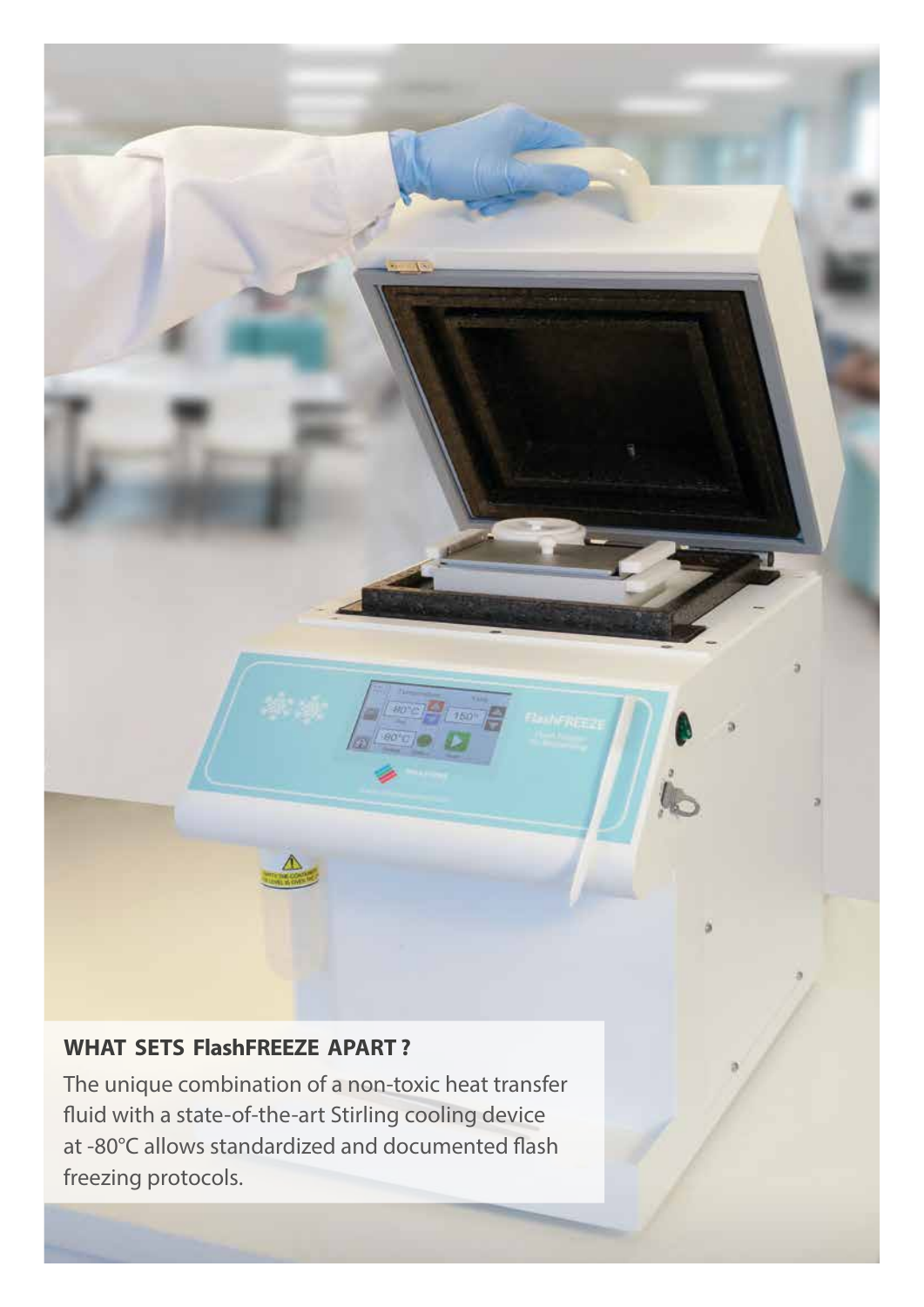## WHAT SETS FlashFREEZE APART ?

The unique combination of a non-toxic heat transfer fluid with a state-of-the-art Stirling cooling device at -80°C allows standardized and documented flash freezing protocols.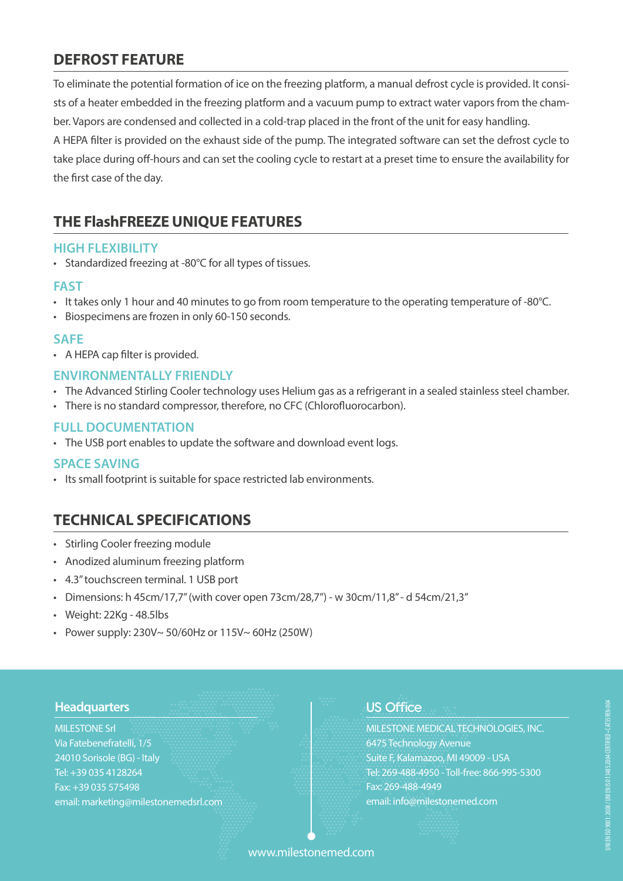## DEFROST FEATURE

To eliminate the potential formation of ice on the freezing platform, a manual defrost cycle is provided. It consists of a heater embedded in the freezing platform and a vacuum pump to extract water vapors from the chamber. Vapors are condensed and collected in a cold-trap placed in the front of the unit for easy handling.
A HEPA filter is provided on the exhaust side of the pump. The integrated software can set the defrost cycle to take place during off-hours and can set the cooling cycle to restart at a preset time to ensure the availability for the first case of the day.

## THE FlashFREEZE UNIQUE FEATURES

### HIGH FLEXIBILITY

- Standardized freezing at -80°C for all types of tissues.

### FAST

- It takes only 1 hour and 40 minutes to go from room temperature to the operating temperature of -80°C.
- Biospecimens are frozen in only 60-150 seconds.

### SAFE

- A HEPA cap filter is provided.

### ENVIRONMENTALLY FRIENDLY

- The Advanced Stirling Cooler technology uses Helium gas as a refrigerant in a sealed stainless steel chamber.
- There is no standard compressor, therefore, no CFC (Chlorofluorocarbon).

### FULL DOCUMENTATION

- The USB port enables to update the software and download event logs.

### SPACE SAVING

- Its small footprint is suitable for space restricted lab environments.

## TECHNICAL SPECIFICATIONS

- Stirling Cooler freezing module
- Anodized aluminum freezing platform
- 4.3" touchscreen terminal. 1 USB port
- Dimensions: h 45cm/17,7" (with cover open 73cm/28,7") - w 30cm/11,8" - d 54cm/21,3"
- Weight: 22Kg - 48.5lbs
- Power supply: 230V~ 50/60Hz or 115V~ 60Hz (250W)

### Headquarters

MILESTONE Srl
Via Fatebenefratelli, 1/5
24010 Sorisole (BG) - Italy
Tel: +39 035 4128264
Fax: +39 035 575498
email: marketing@milestonemedsrl.com

### US Office

MILESTONE MEDICAL TECHNOLOGIES, INC.
6475 Technology Avenue
Suite F, Kalamazoo, MI 49009 - USA
Tel: 269-488-4950 - Toll-free: 866-995-5300
Fax: 269-488-4949
email: info@milestonemed.com

www.milestonemed.com

UNI EN ISO 9001:2008 / UNI EN ISO 13485:2004 CERTIFIED - CAT.SSFEN-004